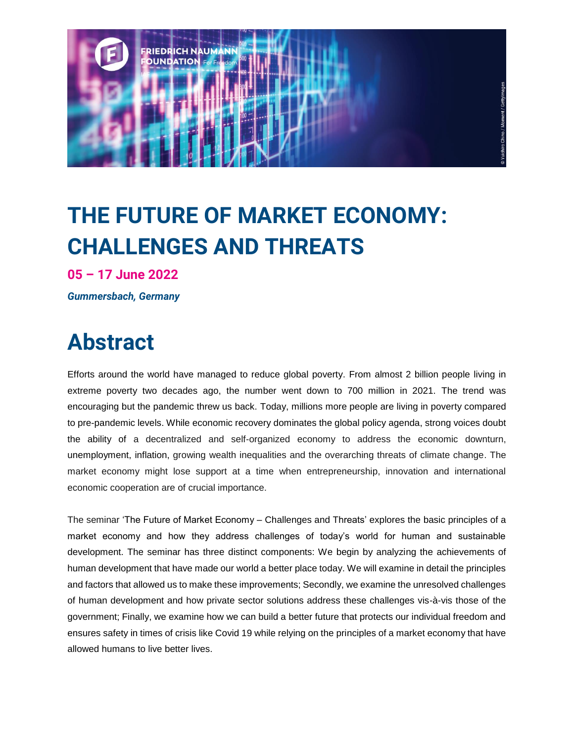# THE FUTURE OF MARKET ECONOMY: CHALLENGES AND THREATS

**05 – 17 June 2022**

***Gummersbach, Germany***

# Abstract

Efforts around the world have managed to reduce global poverty. From almost 2 billion people living in extreme poverty two decades ago, the number went down to 700 million in 2021. The trend was encouraging but the pandemic threw us back. Today, millions more people are living in poverty compared to pre-pandemic levels. While economic recovery dominates the global policy agenda, strong voices doubt the ability of a decentralized and self-organized economy to address the economic downturn, unemployment, inflation, growing wealth inequalities and the overarching threats of climate change. The market economy might lose support at a time when entrepreneurship, innovation and international economic cooperation are of crucial importance.

The seminar 'The Future of Market Economy – Challenges and Threats' explores the basic principles of a market economy and how they address challenges of today's world for human and sustainable development. The seminar has three distinct components: We begin by analyzing the achievements of human development that have made our world a better place today. We will examine in detail the principles and factors that allowed us to make these improvements; Secondly, we examine the unresolved challenges of human development and how private sector solutions address these challenges vis-à-vis those of the government; Finally, we examine how we can build a better future that protects our individual freedom and ensures safety in times of crisis like Covid 19 while relying on the principles of a market economy that have allowed humans to live better lives.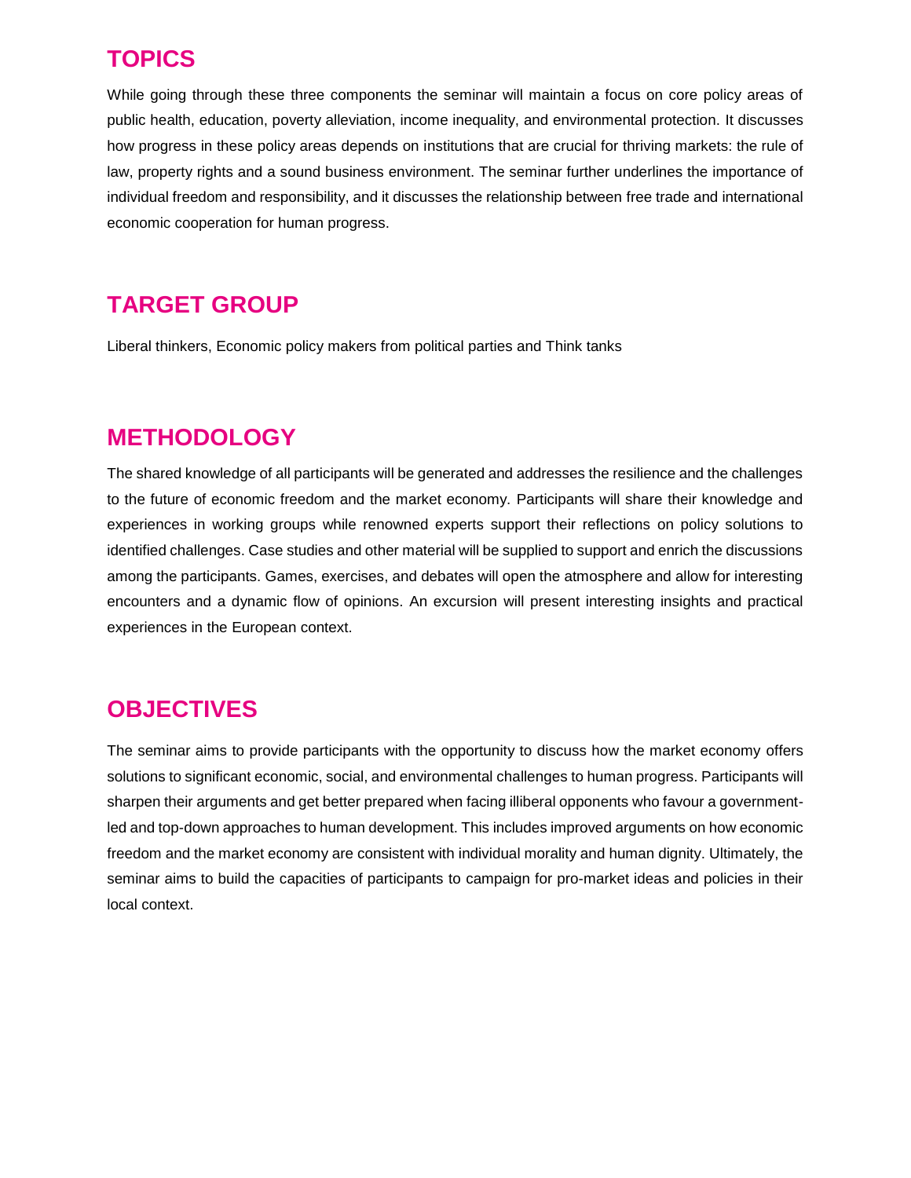## TOPICS

While going through these three components the seminar will maintain a focus on core policy areas of public health, education, poverty alleviation, income inequality, and environmental protection. It discusses how progress in these policy areas depends on institutions that are crucial for thriving markets: the rule of law, property rights and a sound business environment. The seminar further underlines the importance of individual freedom and responsibility, and it discusses the relationship between free trade and international economic cooperation for human progress.

## TARGET GROUP

Liberal thinkers, Economic policy makers from political parties and Think tanks

## METHODOLOGY

The shared knowledge of all participants will be generated and addresses the resilience and the challenges to the future of economic freedom and the market economy. Participants will share their knowledge and experiences in working groups while renowned experts support their reflections on policy solutions to identified challenges. Case studies and other material will be supplied to support and enrich the discussions among the participants. Games, exercises, and debates will open the atmosphere and allow for interesting encounters and a dynamic flow of opinions. An excursion will present interesting insights and practical experiences in the European context.

## OBJECTIVES

The seminar aims to provide participants with the opportunity to discuss how the market economy offers solutions to significant economic, social, and environmental challenges to human progress. Participants will sharpen their arguments and get better prepared when facing illiberal opponents who favour a government-led and top-down approaches to human development. This includes improved arguments on how economic freedom and the market economy are consistent with individual morality and human dignity. Ultimately, the seminar aims to build the capacities of participants to campaign for pro-market ideas and policies in their local context.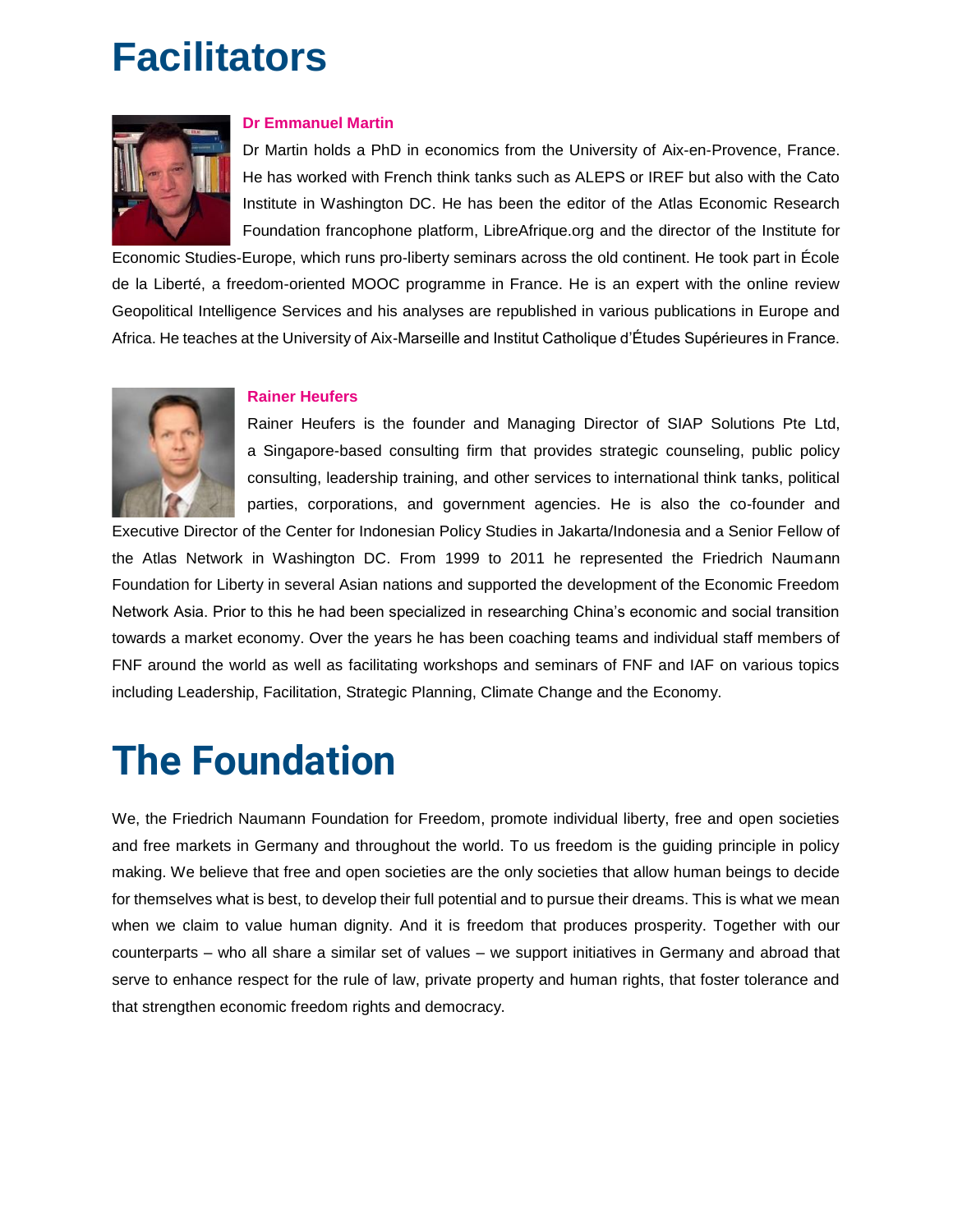# Facilitators

### Dr Emmanuel Martin

Dr Martin holds a PhD in economics from the University of Aix-en-Provence, France. He has worked with French think tanks such as ALEPS or IREF but also with the Cato Institute in Washington DC. He has been the editor of the Atlas Economic Research Foundation francophone platform, LibreAfrique.org and the director of the Institute for Economic Studies-Europe, which runs pro-liberty seminars across the old continent. He took part in École de la Liberté, a freedom-oriented MOOC programme in France. He is an expert with the online review Geopolitical Intelligence Services and his analyses are republished in various publications in Europe and Africa. He teaches at the University of Aix-Marseille and Institut Catholique d'Études Supérieures in France.

### Rainer Heufers

Rainer Heufers is the founder and Managing Director of SIAP Solutions Pte Ltd, a Singapore-based consulting firm that provides strategic counseling, public policy consulting, leadership training, and other services to international think tanks, political parties, corporations, and government agencies. He is also the co-founder and Executive Director of the Center for Indonesian Policy Studies in Jakarta/Indonesia and a Senior Fellow of the Atlas Network in Washington DC. From 1999 to 2011 he represented the Friedrich Naumann Foundation for Liberty in several Asian nations and supported the development of the Economic Freedom Network Asia. Prior to this he had been specialized in researching China's economic and social transition towards a market economy. Over the years he has been coaching teams and individual staff members of FNF around the world as well as facilitating workshops and seminars of FNF and IAF on various topics including Leadership, Facilitation, Strategic Planning, Climate Change and the Economy.

# The Foundation

We, the Friedrich Naumann Foundation for Freedom, promote individual liberty, free and open societies and free markets in Germany and throughout the world. To us freedom is the guiding principle in policy making. We believe that free and open societies are the only societies that allow human beings to decide for themselves what is best, to develop their full potential and to pursue their dreams. This is what we mean when we claim to value human dignity. And it is freedom that produces prosperity. Together with our counterparts – who all share a similar set of values – we support initiatives in Germany and abroad that serve to enhance respect for the rule of law, private property and human rights, that foster tolerance and that strengthen economic freedom rights and democracy.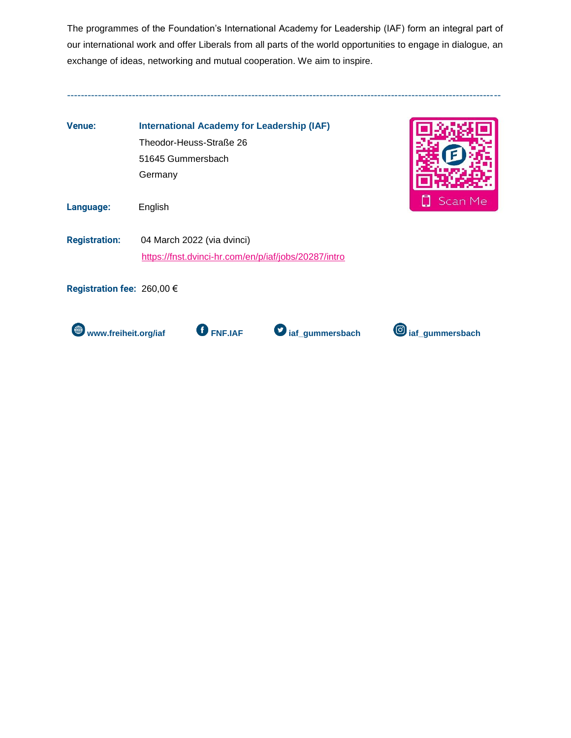The programmes of the Foundation's International Academy for Leadership (IAF) form an integral part of our international work and offer Liberals from all parts of the world opportunities to engage in dialogue, an exchange of ideas, networking and mutual cooperation. We aim to inspire.

---

**Venue:** **International Academy for Leadership (IAF)**
Theodor-Heuss-Straße 26
51645 Gummersbach
Germany

**Language:** English

**Registration:** 04 March 2022 (via dvinci)
https://fnst.dvinci-hr.com/en/p/iaf/jobs/20287/intro

**Registration fee:** 260,00 €

Scan Me

**www.freiheit.org/iaf** **FNF.IAF** **iaf_gummersbach** **iaf_gummersbach**